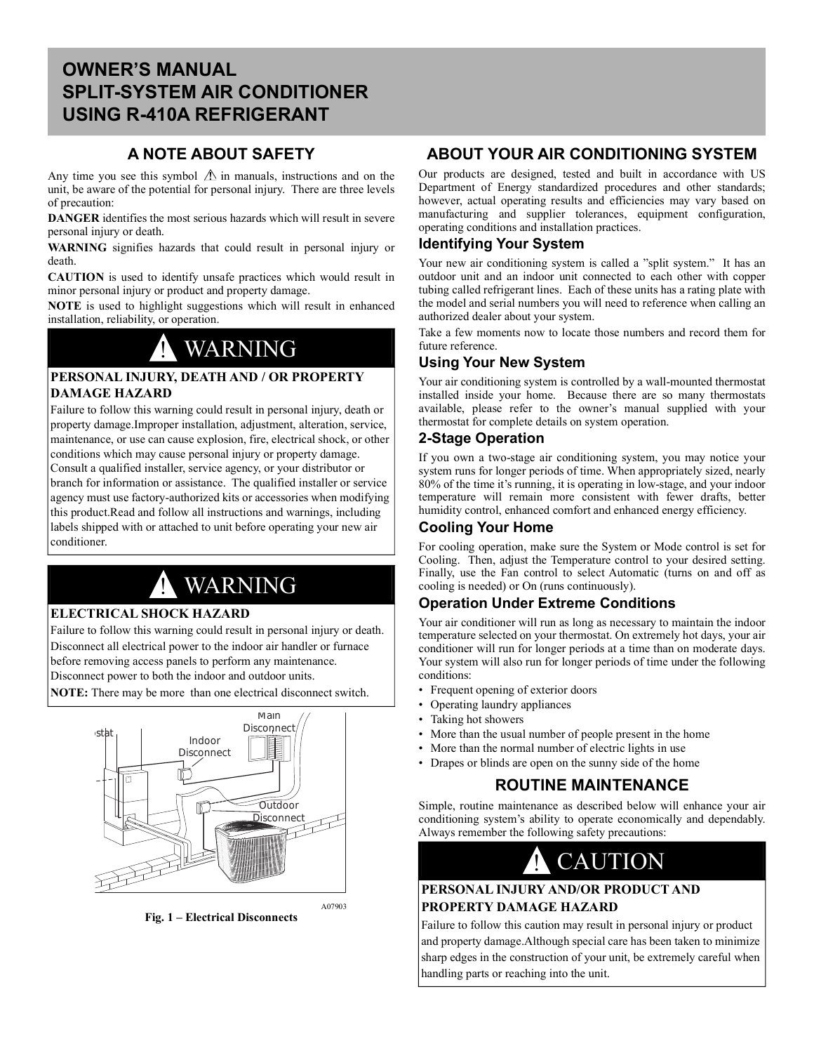# OWNER'S MANUAL
# SPLIT-SYSTEM AIR CONDITIONER
# USING R-410A REFRIGERANT

## A NOTE ABOUT SAFETY

Any time you see this symbol ⚠ in manuals, instructions and on the unit, be aware of the potential for personal injury. There are three levels of precaution:

**DANGER** identifies the most serious hazards which will result in severe personal injury or death.

**WARNING** signifies hazards that could result in personal injury or death.

**CAUTION** is used to identify unsafe practices which would result in minor personal injury or product and property damage.

**NOTE** is used to highlight suggestions which will result in enhanced installation, reliability, or operation.

> **! WARNING**
>
> **PERSONAL INJURY, DEATH AND / OR PROPERTY DAMAGE HAZARD**
>
> Failure to follow this warning could result in personal injury, death or property damage.Improper installation, adjustment, alteration, service, maintenance, or use can cause explosion, fire, electrical shock, or other conditions which may cause personal injury or property damage. Consult a qualified installer, service agency, or your distributor or branch for information or assistance. The qualified installer or service agency must use factory-authorized kits or accessories when modifying this product.Read and follow all instructions and warnings, including labels shipped with or attached to unit before operating your new air conditioner.

> **! WARNING**
>
> **ELECTRICAL SHOCK HAZARD**
>
> Failure to follow this warning could result in personal injury or death.
>
> Disconnect all electrical power to the indoor air handler or furnace before removing access panels to perform any maintenance. Disconnect power to both the indoor and outdoor units.
>
> **NOTE:** There may be more than one electrical disconnect switch.

stat | Indoor Disconnect | Main Disconnect | Outdoor Disconnect

A07903

**Fig. 1 – Electrical Disconnects**

## ABOUT YOUR AIR CONDITIONING SYSTEM

Our products are designed, tested and built in accordance with US Department of Energy standardized procedures and other standards; however, actual operating results and efficiencies may vary based on manufacturing and supplier tolerances, equipment configuration, operating conditions and installation practices.

### Identifying Your System

Your new air conditioning system is called a "split system." It has an outdoor unit and an indoor unit connected to each other with copper tubing called refrigerant lines. Each of these units has a rating plate with the model and serial numbers you will need to reference when calling an authorized dealer about your system.

Take a few moments now to locate those numbers and record them for future reference.

### Using Your New System

Your air conditioning system is controlled by a wall-mounted thermostat installed inside your home. Because there are so many thermostats available, please refer to the owner's manual supplied with your thermostat for complete details on system operation.

### 2-Stage Operation

If you own a two-stage air conditioning system, you may notice your system runs for longer periods of time. When appropriately sized, nearly 80% of the time it's running, it is operating in low-stage, and your indoor temperature will remain more consistent with fewer drafts, better humidity control, enhanced comfort and enhanced energy efficiency.

### Cooling Your Home

For cooling operation, make sure the System or Mode control is set for Cooling. Then, adjust the Temperature control to your desired setting. Finally, use the Fan control to select Automatic (turns on and off as cooling is needed) or On (runs continuously).

### Operation Under Extreme Conditions

Your air conditioner will run as long as necessary to maintain the indoor temperature selected on your thermostat. On extremely hot days, your air conditioner will run for longer periods at a time than on moderate days. Your system will also run for longer periods of time under the following conditions:

- Frequent opening of exterior doors
- Operating laundry appliances
- Taking hot showers
- More than the usual number of people present in the home
- More than the normal number of electric lights in use
- Drapes or blinds are open on the sunny side of the home

## ROUTINE MAINTENANCE

Simple, routine maintenance as described below will enhance your air conditioning system's ability to operate economically and dependably. Always remember the following safety precautions:

> **! CAUTION**
>
> **PERSONAL INJURY AND/OR PRODUCT AND PROPERTY DAMAGE HAZARD**
>
> Failure to follow this caution may result in personal injury or product and property damage.Although special care has been taken to minimize sharp edges in the construction of your unit, be extremely careful when handling parts or reaching into the unit.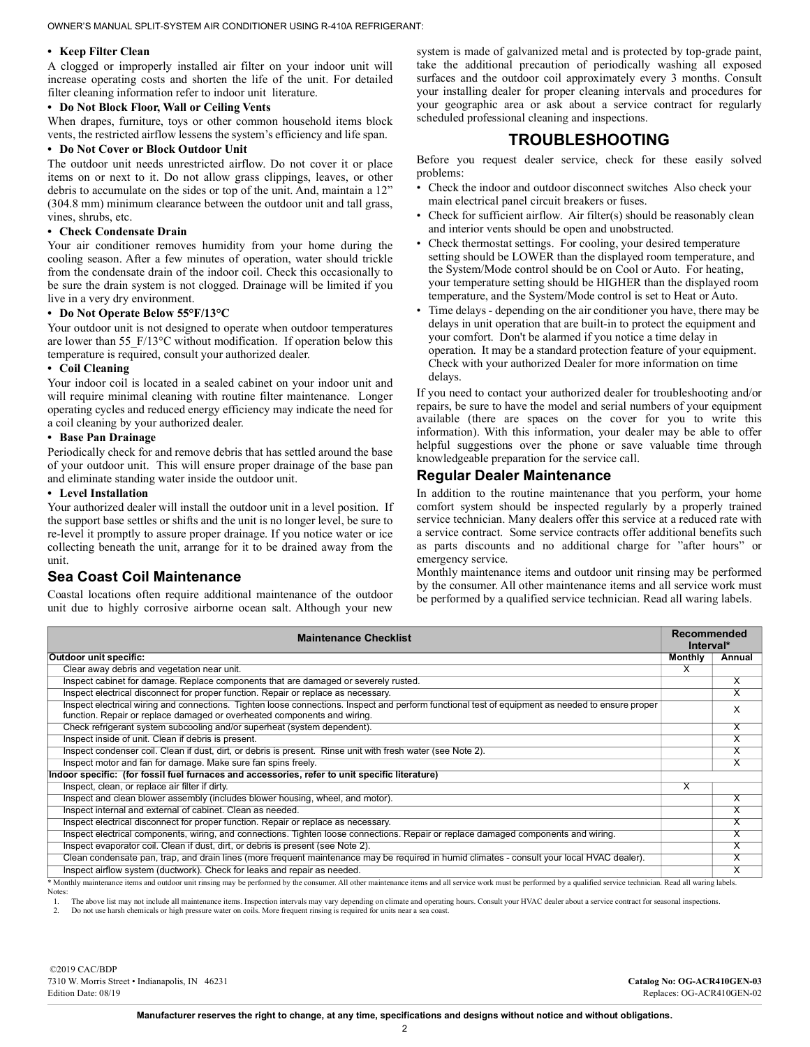• **Keep Filter Clean**

A clogged or improperly installed air filter on your indoor unit will increase operating costs and shorten the life of the unit. For detailed filter cleaning information refer to indoor unit literature.

• **Do Not Block Floor, Wall or Ceiling Vents**

When drapes, furniture, toys or other common household items block vents, the restricted airflow lessens the system's efficiency and life span.

• **Do Not Cover or Block Outdoor Unit**

The outdoor unit needs unrestricted airflow. Do not cover it or place items on or next to it. Do not allow grass clippings, leaves, or other debris to accumulate on the sides or top of the unit. And, maintain a 12" (304.8 mm) minimum clearance between the outdoor unit and tall grass, vines, shrubs, etc.

• **Check Condensate Drain**

Your air conditioner removes humidity from your home during the cooling season. After a few minutes of operation, water should trickle from the condensate drain of the indoor coil. Check this occasionally to be sure the drain system is not clogged. Drainage will be limited if you live in a very dry environment.

• **Do Not Operate Below 55°F/13°C**

Your outdoor unit is not designed to operate when outdoor temperatures are lower than 55_F/13°C without modification. If operation below this temperature is required, consult your authorized dealer.

• **Coil Cleaning**

Your indoor coil is located in a sealed cabinet on your indoor unit and will require minimal cleaning with routine filter maintenance. Longer operating cycles and reduced energy efficiency may indicate the need for a coil cleaning by your authorized dealer.

• **Base Pan Drainage**

Periodically check for and remove debris that has settled around the base of your outdoor unit. This will ensure proper drainage of the base pan and eliminate standing water inside the outdoor unit.

• **Level Installation**

Your authorized dealer will install the outdoor unit in a level position. If the support base settles or shifts and the unit is no longer level, be sure to re-level it promptly to assure proper drainage. If you notice water or ice collecting beneath the unit, arrange for it to be drained away from the unit.

## Sea Coast Coil Maintenance

Coastal locations often require additional maintenance of the outdoor unit due to highly corrosive airborne ocean salt. Although your new system is made of galvanized metal and is protected by top-grade paint, take the additional precaution of periodically washing all exposed surfaces and the outdoor coil approximately every 3 months. Consult your installing dealer for proper cleaning intervals and procedures for your geographic area or ask about a service contract for regularly scheduled professional cleaning and inspections.

## TROUBLESHOOTING

Before you request dealer service, check for these easily solved problems:

- Check the indoor and outdoor disconnect switches Also check your main electrical panel circuit breakers or fuses.
- Check for sufficient airflow. Air filter(s) should be reasonably clean and interior vents should be open and unobstructed.
- Check thermostat settings. For cooling, your desired temperature setting should be LOWER than the displayed room temperature, and the System/Mode control should be on Cool or Auto. For heating, your temperature setting should be HIGHER than the displayed room temperature, and the System/Mode control is set to Heat or Auto.
- Time delays - depending on the air conditioner you have, there may be delays in unit operation that are built-in to protect the equipment and your comfort. Don't be alarmed if you notice a time delay in operation. It may be a standard protection feature of your equipment. Check with your authorized Dealer for more information on time delays.

If you need to contact your authorized dealer for troubleshooting and/or repairs, be sure to have the model and serial numbers of your equipment available (there are spaces on the cover for you to write this information). With this information, your dealer may be able to offer helpful suggestions over the phone or save valuable time through knowledgeable preparation for the service call.

### Regular Dealer Maintenance

In addition to the routine maintenance that you perform, your home comfort system should be inspected regularly by a properly trained service technician. Many dealers offer this service at a reduced rate with a service contract. Some service contracts offer additional benefits such as parts discounts and no additional charge for "after hours" or emergency service.

Monthly maintenance items and outdoor unit rinsing may be performed by the consumer. All other maintenance items and all service work must be performed by a qualified service technician. Read all waring labels.

| Maintenance Checklist | Recommended Interval* | |
|---|---|---|
| | Monthly | Annual |
| **Outdoor unit specific:** | | |
| Clear away debris and vegetation near unit. | X | |
| Inspect cabinet for damage. Replace components that are damaged or severely rusted. | | X |
| Inspect electrical disconnect for proper function. Repair or replace as necessary. | | X |
| Inspect electrical wiring and connections. Tighten loose connections. Inspect and perform functional test of equipment as needed to ensure proper function. Repair or replace damaged or overheated components and wiring. | | X |
| Check refrigerant system subcooling and/or superheat (system dependent). | | X |
| Inspect inside of unit. Clean if debris is present. | | X |
| Inspect condenser coil. Clean if dust, dirt, or debris is present. Rinse unit with fresh water (see Note 2). | | X |
| Inspect motor and fan for damage. Make sure fan spins freely. | | X |
| **Indoor specific: (for fossil fuel furnaces and accessories, refer to unit specific literature)** | | |
| Inspect, clean, or replace air filter if dirty. | X | |
| Inspect and clean blower assembly (includes blower housing, wheel, and motor). | | X |
| Inspect internal and external of cabinet. Clean as needed. | | X |
| Inspect electrical disconnect for proper function. Repair or replace as necessary. | | X |
| Inspect electrical components, wiring, and connections. Tighten loose connections. Repair or replace damaged components and wiring. | | X |
| Inspect evaporator coil. Clean if dust, dirt, or debris is present (see Note 2). | | X |
| Clean condensate pan, trap, and drain lines (more frequent maintenance may be required in humid climates - consult your local HVAC dealer). | | X |
| Inspect airflow system (ductwork). Check for leaks and repair as needed. | | X |

* Monthly maintenance items and outdoor unit rinsing may be performed by the consumer. All other maintenance items and all service work must be performed by a qualified service technician. Read all waring labels.

Notes:

1. The above list may not include all maintenance items. Inspection intervals may vary depending on climate and operating hours. Consult your HVAC dealer about a service contract for seasonal inspections.
2. Do not use harsh chemicals or high pressure water on coils. More frequent rinsing is required for units near a sea coast.

©2019 CAC/BDP
7310 W. Morris Street • Indianapolis, IN 46231
Edition Date: 08/19

**Catalog No: OG-ACR410GEN-03**
Replaces: OG-ACR410GEN-02

**Manufacturer reserves the right to change, at any time, specifications and designs without notice and without obligations.**